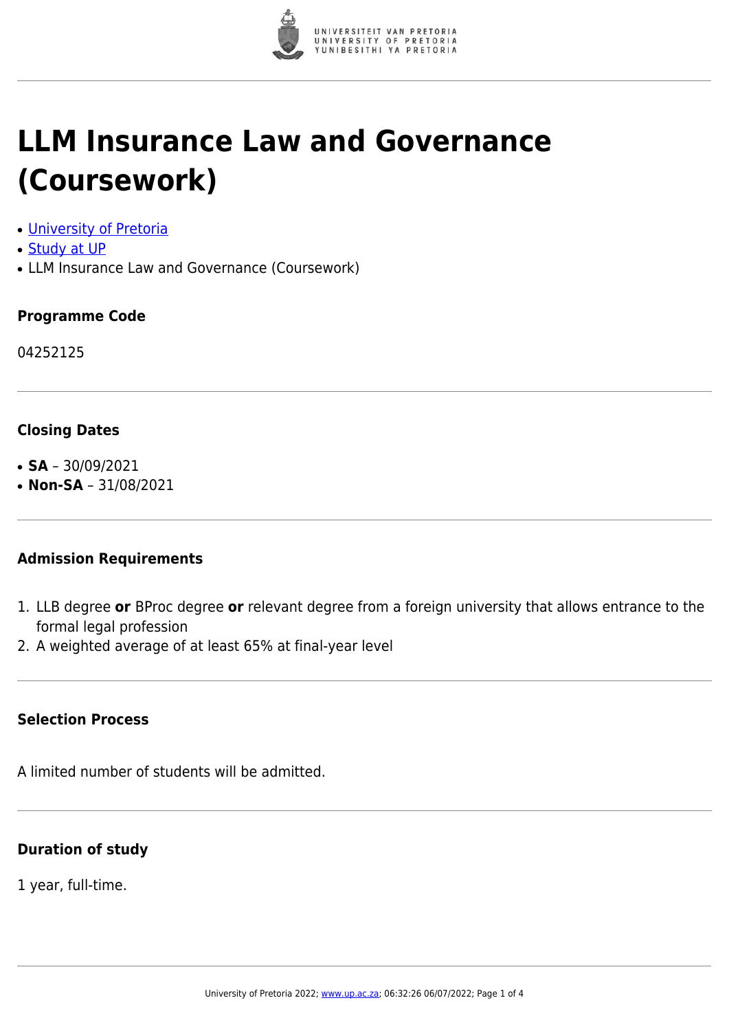# LLM Insurance Law and Governance (Coursework)

- [University of Pretoria]
- [Study at UP]
- LLM Insurance Law and Governance (Coursework)

### Programme Code

04252125

### Closing Dates

- **SA** – 30/09/2021
- **Non-SA** – 31/08/2021

### Admission Requirements

1. LLB degree **or** BProc degree **or** relevant degree from a foreign university that allows entrance to the formal legal profession
2. A weighted average of at least 65% at final-year level

### Selection Process

A limited number of students will be admitted.

### Duration of study

1 year, full-time.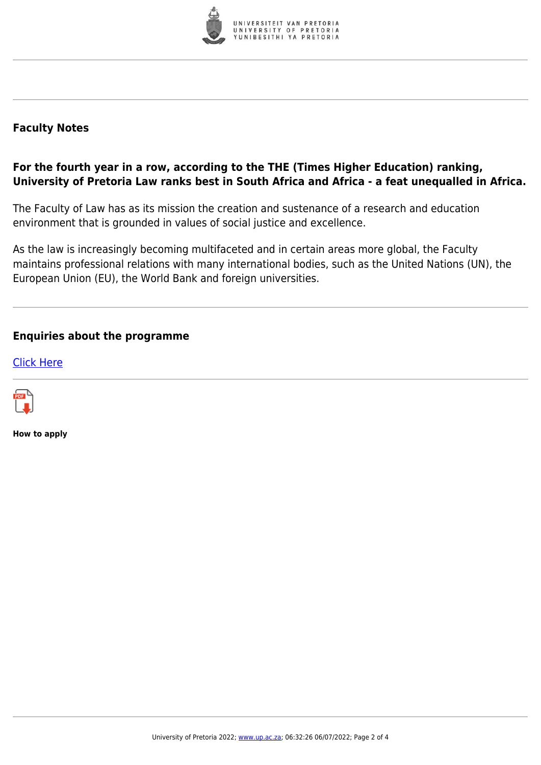## Faculty Notes

**For the fourth year in a row, according to the THE (Times Higher Education) ranking, University of Pretoria Law ranks best in South Africa and Africa - a feat unequalled in Africa.**

The Faculty of Law has as its mission the creation and sustenance of a research and education environment that is grounded in values of social justice and excellence.

As the law is increasingly becoming multifaceted and in certain areas more global, the Faculty maintains professional relations with many international bodies, such as the United Nations (UN), the European Union (EU), the World Bank and foreign universities.

## Enquiries about the programme

Click Here

**How to apply**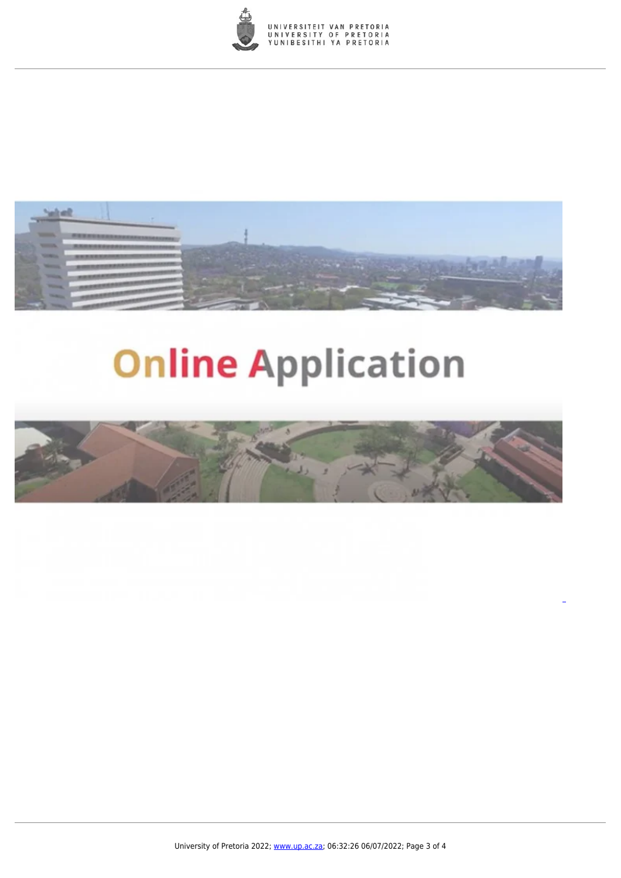Online Application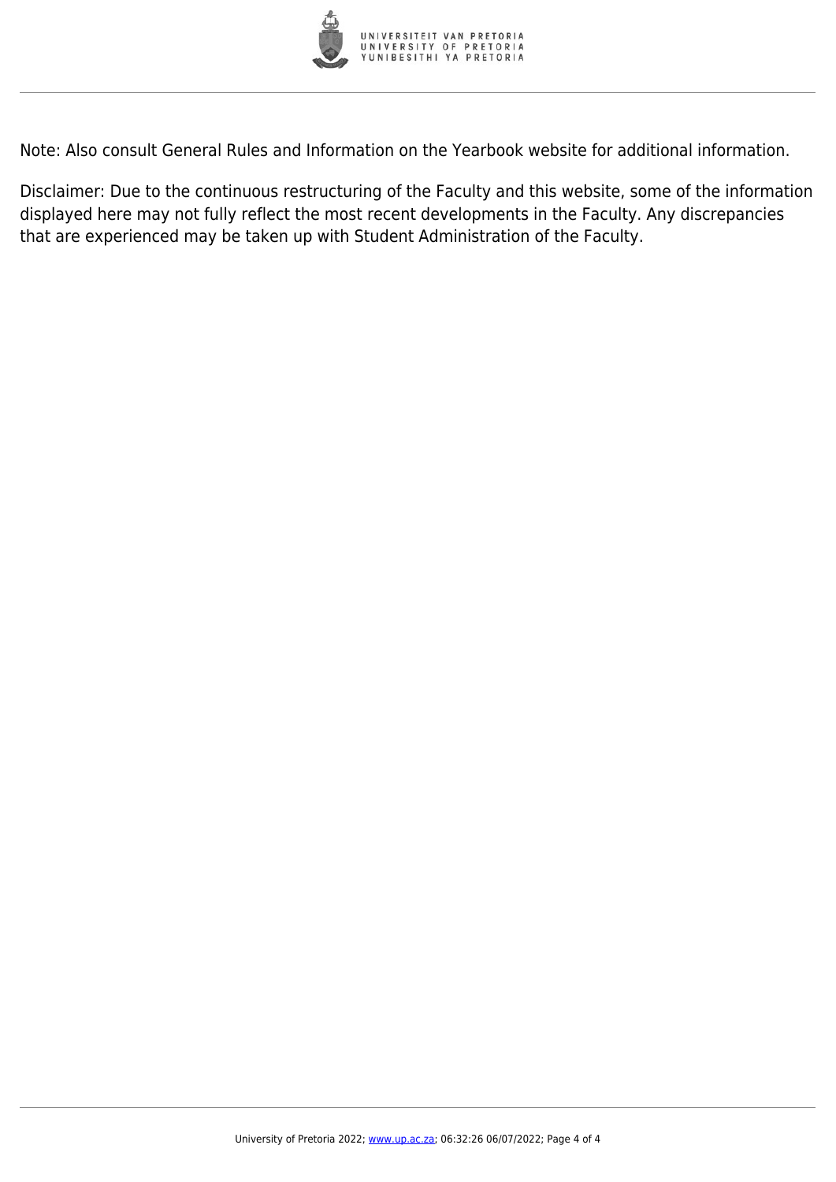Note: Also consult General Rules and Information on the Yearbook website for additional information.

Disclaimer: Due to the continuous restructuring of the Faculty and this website, some of the information displayed here may not fully reflect the most recent developments in the Faculty. Any discrepancies that are experienced may be taken up with Student Administration of the Faculty.